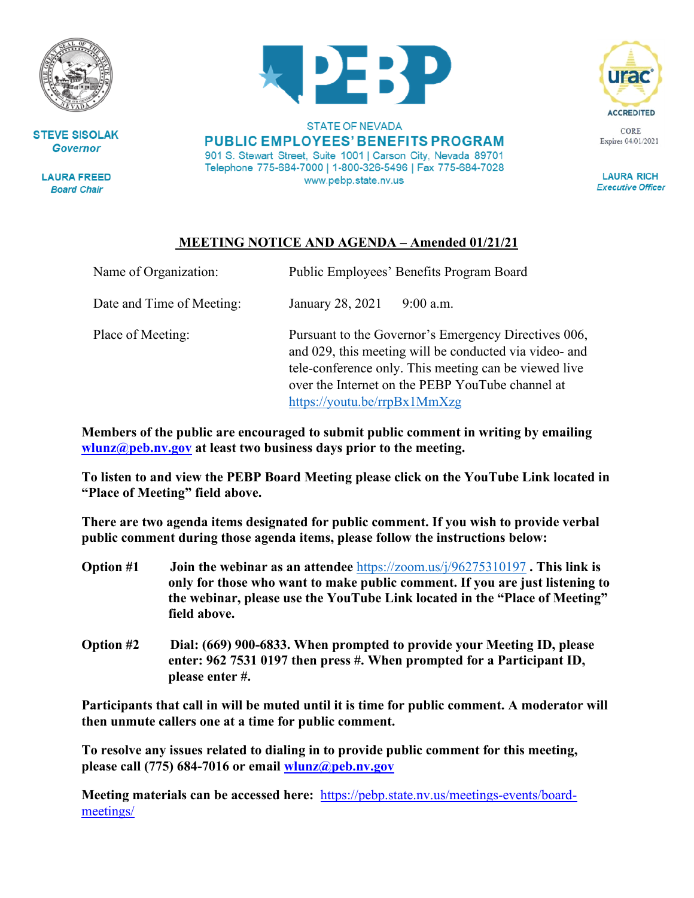**STEVE SISOLAK**
*Governor*

**LAURA FREED**
*Board Chair*

STATE OF NEVADA
**PUBLIC EMPLOYEES' BENEFITS PROGRAM**
901 S. Stewart Street, Suite 1001 | Carson City, Nevada 89701
Telephone 775-684-7000 | 1-800-326-5496 | Fax 775-684-7028
www.pebp.state.nv.us

urac ACCREDITED
CORE
Expires 04/01/2021

**LAURA RICH**
*Executive Officer*

## MEETING NOTICE AND AGENDA – Amended 01/21/21

| | |
|---|---|
| Name of Organization: | Public Employees' Benefits Program Board |
| Date and Time of Meeting: | January 28, 2021 9:00 a.m. |
| Place of Meeting: | Pursuant to the Governor's Emergency Directives 006, and 029, this meeting will be conducted via video- and tele-conference only. This meeting can be viewed live over the Internet on the PEBP YouTube channel at https://youtu.be/rrpBx1MmXzg |

**Members of the public are encouraged to submit public comment in writing by emailing wlunz@peb.nv.gov at least two business days prior to the meeting.**

**To listen to and view the PEBP Board Meeting please click on the YouTube Link located in "Place of Meeting" field above.**

**There are two agenda items designated for public comment. If you wish to provide verbal public comment during those agenda items, please follow the instructions below:**

**Option #1** **Join the webinar as an attendee** https://zoom.us/j/96275310197 **. This link is only for those who want to make public comment. If you are just listening to the webinar, please use the YouTube Link located in the "Place of Meeting" field above.**

**Option #2** **Dial: (669) 900-6833. When prompted to provide your Meeting ID, please enter: 962 7531 0197 then press #. When prompted for a Participant ID, please enter #.**

**Participants that call in will be muted until it is time for public comment. A moderator will then unmute callers one at a time for public comment.**

**To resolve any issues related to dialing in to provide public comment for this meeting, please call (775) 684-7016 or email wlunz@peb.nv.gov**

**Meeting materials can be accessed here:** https://pebp.state.nv.us/meetings-events/board-meetings/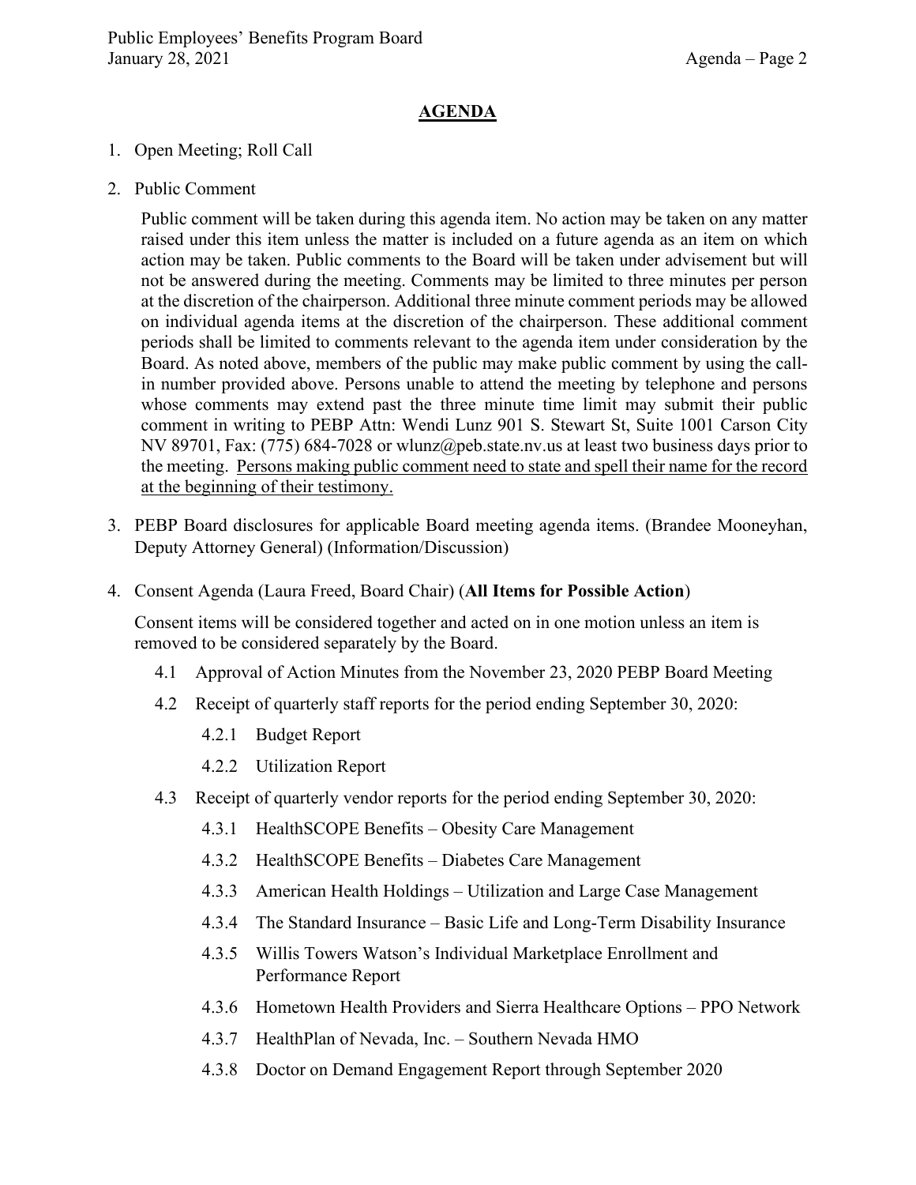## AGENDA

1. Open Meeting; Roll Call

2. Public Comment

   Public comment will be taken during this agenda item. No action may be taken on any matter raised under this item unless the matter is included on a future agenda as an item on which action may be taken. Public comments to the Board will be taken under advisement but will not be answered during the meeting. Comments may be limited to three minutes per person at the discretion of the chairperson. Additional three minute comment periods may be allowed on individual agenda items at the discretion of the chairperson. These additional comment periods shall be limited to comments relevant to the agenda item under consideration by the Board. As noted above, members of the public may make public comment by using the call-in number provided above. Persons unable to attend the meeting by telephone and persons whose comments may extend past the three minute time limit may submit their public comment in writing to PEBP Attn: Wendi Lunz 901 S. Stewart St, Suite 1001 Carson City NV 89701, Fax: (775) 684-7028 or wlunz@peb.state.nv.us at least two business days prior to the meeting. <u>Persons making public comment need to state and spell their name for the record at the beginning of their testimony.</u>

3. PEBP Board disclosures for applicable Board meeting agenda items. (Brandee Mooneyhan, Deputy Attorney General) (Information/Discussion)

4. Consent Agenda (Laura Freed, Board Chair) (**All Items for Possible Action**)

   Consent items will be considered together and acted on in one motion unless an item is removed to be considered separately by the Board.

   4.1 Approval of Action Minutes from the November 23, 2020 PEBP Board Meeting

   4.2 Receipt of quarterly staff reports for the period ending September 30, 2020:

      4.2.1 Budget Report

      4.2.2 Utilization Report

   4.3 Receipt of quarterly vendor reports for the period ending September 30, 2020:

      4.3.1 HealthSCOPE Benefits – Obesity Care Management

      4.3.2 HealthSCOPE Benefits – Diabetes Care Management

      4.3.3 American Health Holdings – Utilization and Large Case Management

      4.3.4 The Standard Insurance – Basic Life and Long-Term Disability Insurance

      4.3.5 Willis Towers Watson's Individual Marketplace Enrollment and Performance Report

      4.3.6 Hometown Health Providers and Sierra Healthcare Options – PPO Network

      4.3.7 HealthPlan of Nevada, Inc. – Southern Nevada HMO

      4.3.8 Doctor on Demand Engagement Report through September 2020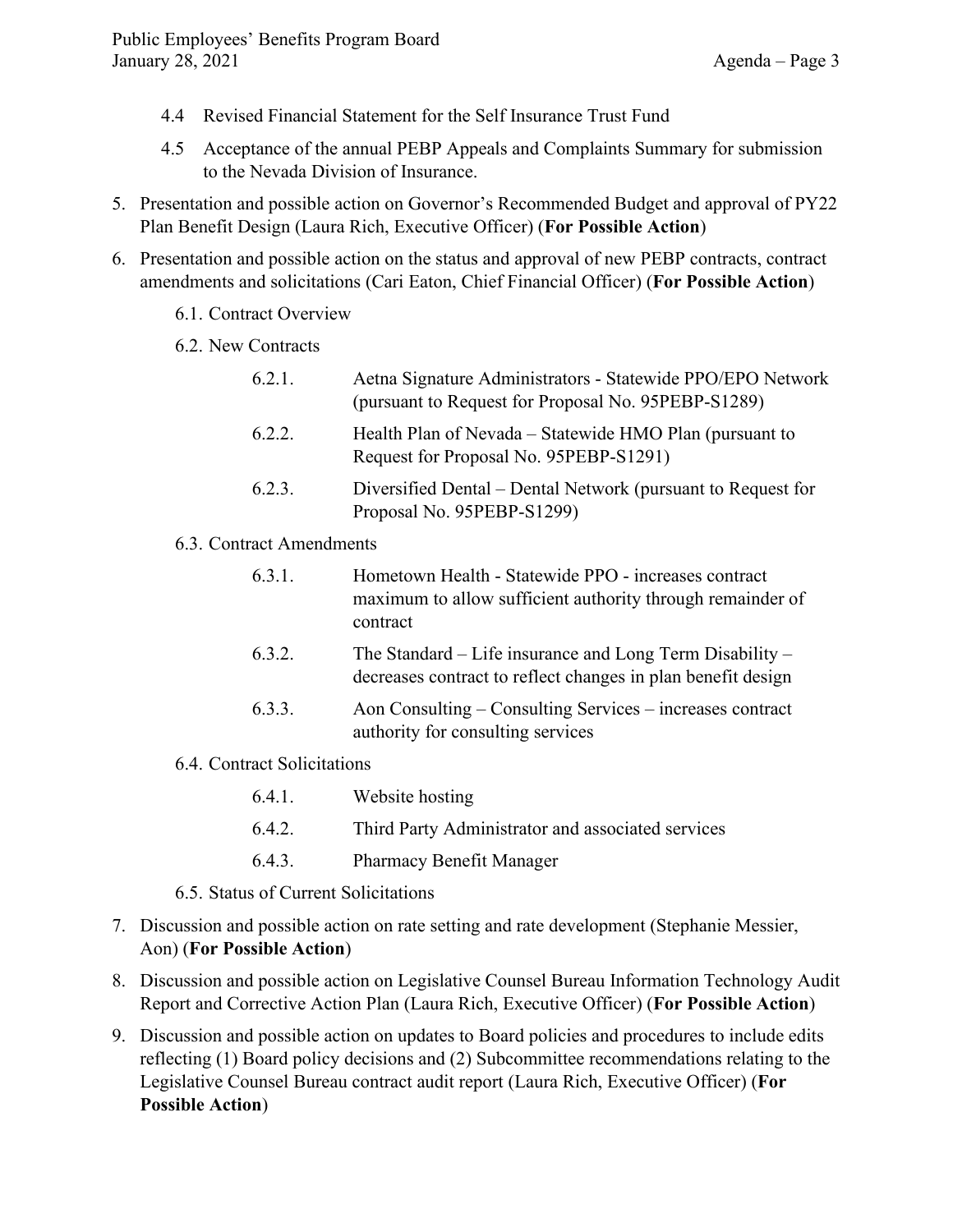- 4.4 Revised Financial Statement for the Self Insurance Trust Fund
- 4.5 Acceptance of the annual PEBP Appeals and Complaints Summary for submission to the Nevada Division of Insurance.

5. Presentation and possible action on Governor's Recommended Budget and approval of PY22 Plan Benefit Design (Laura Rich, Executive Officer) (**For Possible Action**)

6. Presentation and possible action on the status and approval of new PEBP contracts, contract amendments and solicitations (Cari Eaton, Chief Financial Officer) (**For Possible Action**)

   - 6.1. Contract Overview
   - 6.2. New Contracts
     - 6.2.1. Aetna Signature Administrators - Statewide PPO/EPO Network (pursuant to Request for Proposal No. 95PEBP-S1289)
     - 6.2.2. Health Plan of Nevada – Statewide HMO Plan (pursuant to Request for Proposal No. 95PEBP-S1291)
     - 6.2.3. Diversified Dental – Dental Network (pursuant to Request for Proposal No. 95PEBP-S1299)
   - 6.3. Contract Amendments
     - 6.3.1. Hometown Health - Statewide PPO - increases contract maximum to allow sufficient authority through remainder of contract
     - 6.3.2. The Standard – Life insurance and Long Term Disability – decreases contract to reflect changes in plan benefit design
     - 6.3.3. Aon Consulting – Consulting Services – increases contract authority for consulting services
   - 6.4. Contract Solicitations
     - 6.4.1. Website hosting
     - 6.4.2. Third Party Administrator and associated services
     - 6.4.3. Pharmacy Benefit Manager
   - 6.5. Status of Current Solicitations

7. Discussion and possible action on rate setting and rate development (Stephanie Messier, Aon) (**For Possible Action**)

8. Discussion and possible action on Legislative Counsel Bureau Information Technology Audit Report and Corrective Action Plan (Laura Rich, Executive Officer) (**For Possible Action**)

9. Discussion and possible action on updates to Board policies and procedures to include edits reflecting (1) Board policy decisions and (2) Subcommittee recommendations relating to the Legislative Counsel Bureau contract audit report (Laura Rich, Executive Officer) (**For Possible Action**)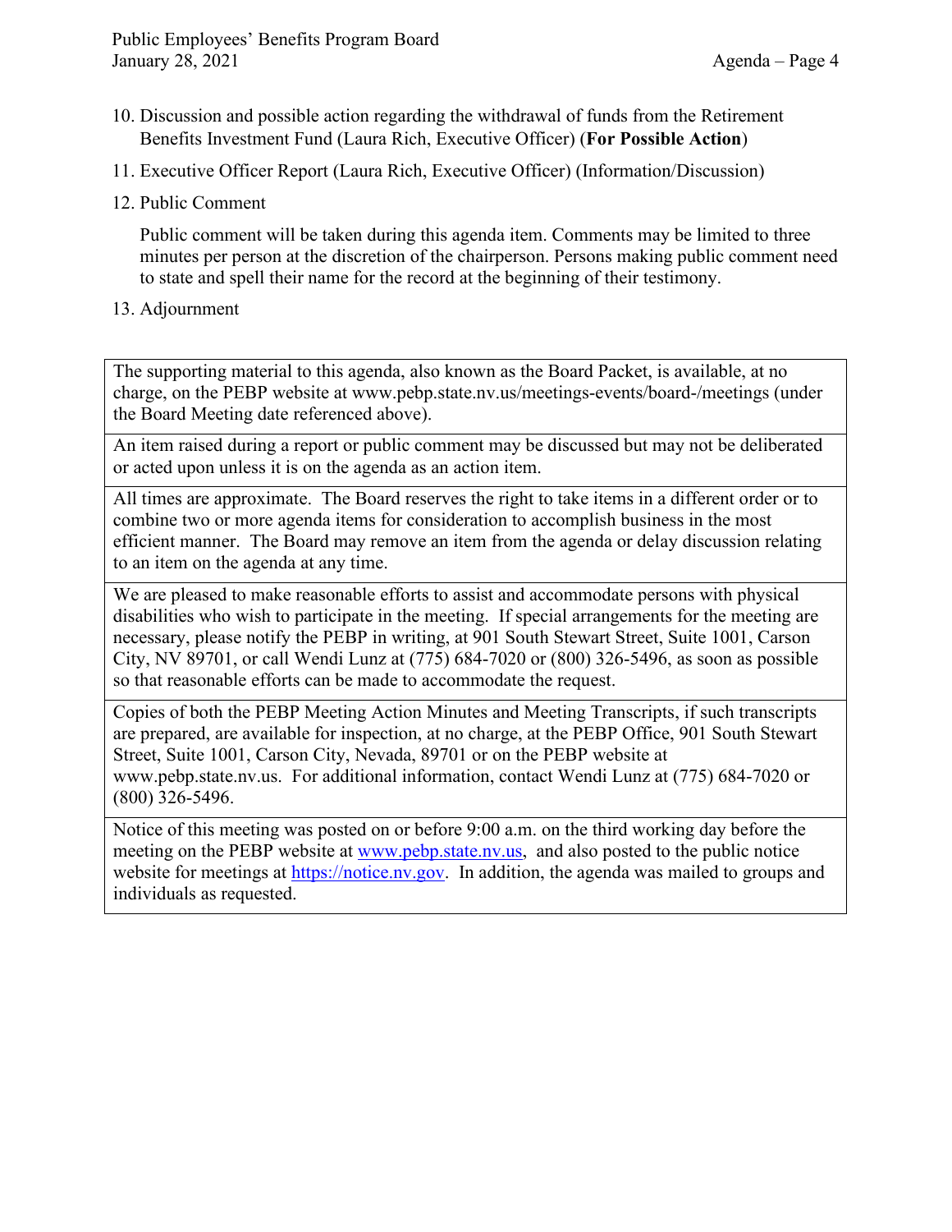10. Discussion and possible action regarding the withdrawal of funds from the Retirement Benefits Investment Fund (Laura Rich, Executive Officer) (**For Possible Action**)

11. Executive Officer Report (Laura Rich, Executive Officer) (Information/Discussion)

12. Public Comment

    Public comment will be taken during this agenda item. Comments may be limited to three minutes per person at the discretion of the chairperson. Persons making public comment need to state and spell their name for the record at the beginning of their testimony.

13. Adjournment

| |
|---|
| The supporting material to this agenda, also known as the Board Packet, is available, at no charge, on the PEBP website at www.pebp.state.nv.us/meetings-events/board-/meetings (under the Board Meeting date referenced above). |
| An item raised during a report or public comment may be discussed but may not be deliberated or acted upon unless it is on the agenda as an action item. |
| All times are approximate. The Board reserves the right to take items in a different order or to combine two or more agenda items for consideration to accomplish business in the most efficient manner. The Board may remove an item from the agenda or delay discussion relating to an item on the agenda at any time. |
| We are pleased to make reasonable efforts to assist and accommodate persons with physical disabilities who wish to participate in the meeting. If special arrangements for the meeting are necessary, please notify the PEBP in writing, at 901 South Stewart Street, Suite 1001, Carson City, NV 89701, or call Wendi Lunz at (775) 684-7020 or (800) 326-5496, as soon as possible so that reasonable efforts can be made to accommodate the request. |
| Copies of both the PEBP Meeting Action Minutes and Meeting Transcripts, if such transcripts are prepared, are available for inspection, at no charge, at the PEBP Office, 901 South Stewart Street, Suite 1001, Carson City, Nevada, 89701 or on the PEBP website at www.pebp.state.nv.us. For additional information, contact Wendi Lunz at (775) 684-7020 or (800) 326-5496. |
| Notice of this meeting was posted on or before 9:00 a.m. on the third working day before the meeting on the PEBP website at www.pebp.state.nv.us, and also posted to the public notice website for meetings at https://notice.nv.gov. In addition, the agenda was mailed to groups and individuals as requested. |